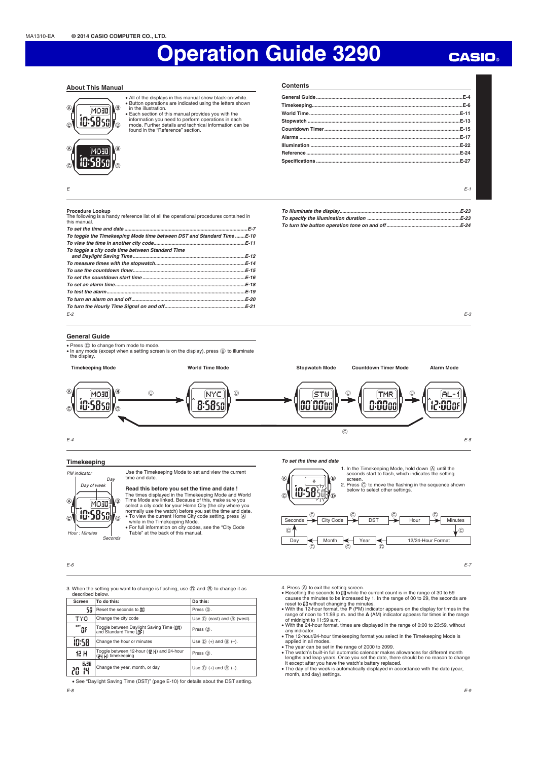MA1310-EA © 2014 CASIO COMPUTER CO., LTD.

# Operation Guide 3290

CASIO

## About This Manual

- All of the displays in this manual show black-on-white.
- Button operations are indicated using the letters shown in the illustration.
- Each section of this manual provides you with the information you need to perform operations in each mode. Further details and technical information can be found in the "Reference" section.

## Contents

General Guide ........ E-4
Timekeeping ........ E-6
World Time ........ E-11
Stopwatch ........ E-13
Countdown Timer ........ E-15
Alarms ........ E-17
Illumination ........ E-22
Reference ........ E-24
Specifications ........ E-27

### Procedure Lookup

The following is a handy reference list of all the operational procedures contained in this manual.

*To set the time and date* ........ *E-7*
*To toggle the Timekeeping Mode time between DST and Standard Time* ........ *E-10*
*To view the time in another city code* ........ *E-11*
*To toggle a city code time between Standard Time and Daylight Saving Time* ........ *E-12*
*To measure times with the stopwatch* ........ *E-14*
*To use the countdown timer* ........ *E-15*
*To set the countdown start time* ........ *E-16*
*To set an alarm time* ........ *E-18*
*To test the alarm* ........ *E-19*
*To turn an alarm on and off* ........ *E-20*
*To turn the Hourly Time Signal on and off* ........ *E-21*
*To illuminate the display* ........ *E-23*
*To specify the illumination duration* ........ *E-23*
*To turn the button operation tone on and off* ........ *E-24*

## General Guide

- Press Ⓒ to change from mode to mode.
- In any mode (except when a setting screen is on the display), press Ⓑ to illuminate the display.

Timekeeping Mode → Ⓒ → World Time Mode → Ⓒ → Stopwatch Mode → Ⓒ → Countdown Timer Mode → Ⓒ → Alarm Mode → Ⓒ → (back to Timekeeping Mode)

## Timekeeping

Use the Timekeeping Mode to set and view the current time and date.

PM indicator, Day of week, Day, Hour : Minutes, Seconds

**Read this before you set the time and date !**

The times displayed in the Timekeeping Mode and World Time Mode are linked. Because of this, make sure you select a city code for your Home City (the city where you normally use the watch) before you set the time and date.

- To view the current Home City code setting, press Ⓐ while in the Timekeeping Mode.
- For full information on city codes, see the "City Code Table" at the back of this manual.

*To set the time and date*

1. In the Timekeeping Mode, hold down Ⓐ until the seconds start to flash, which indicates the setting screen.
2. Press Ⓒ to move the flashing in the sequence shown below to select other settings.

Seconds → Ⓒ → City Code → Ⓒ → DST → Ⓒ → Hour → Ⓒ → Minutes → Ⓒ → 12/24-Hour Format → Ⓒ → Year → Ⓒ → Month → Ⓒ → Day → Ⓒ → Seconds

3. When the setting you want to change is flashing, use Ⓓ and Ⓑ to change it as described below.

| Screen | To do this: | Do this: |
|---|---|---|
| 50 | Reset the seconds to 00 | Press Ⓓ. |
| TYO | Change the city code | Use Ⓓ (east) and Ⓑ (west). |
| DST OF | Toggle between Daylight Saving Time (On) and Standard Time (OF) | Press Ⓓ. |
| 10:58 | Change the hour or minutes | Use Ⓓ (+) and Ⓑ (–). |
| 12 H | Toggle between 12-hour (12 H) and 24-hour (24 H) timekeeping | Press Ⓓ. |
| 6.30 20 14 | Change the year, month, or day | Use Ⓓ (+) and Ⓑ (–). |

- See "Daylight Saving Time (DST)" (page E-10) for details about the DST setting.

4. Press Ⓐ to exit the setting screen.

- Resetting the seconds to 00 while the current count is in the range of 30 to 59 causes the minutes to be increased by 1. In the range of 00 to 29, the seconds are reset to 00 without changing the minutes.
- With the 12-hour format, the **P** (PM) indicator appears on the display for times in the range of noon to 11:59 p.m. and the **A** (AM) indicator appears for times in the range of midnight to 11:59 a.m.
- With the 24-hour format, times are displayed in the range of 0:00 to 23:59, without any indicator.
- The 12-hour/24-hour timekeeping format you select in the Timekeeping Mode is applied in all modes.
- The year can be set in the range of 2000 to 2099.
- The watch's built-in full automatic calendar makes allowances for different month lengths and leap years. Once you set the date, there should be no reason to change it except after you have the watch's battery replaced.
- The day of the week is automatically displayed in accordance with the date (year, month, and day) settings.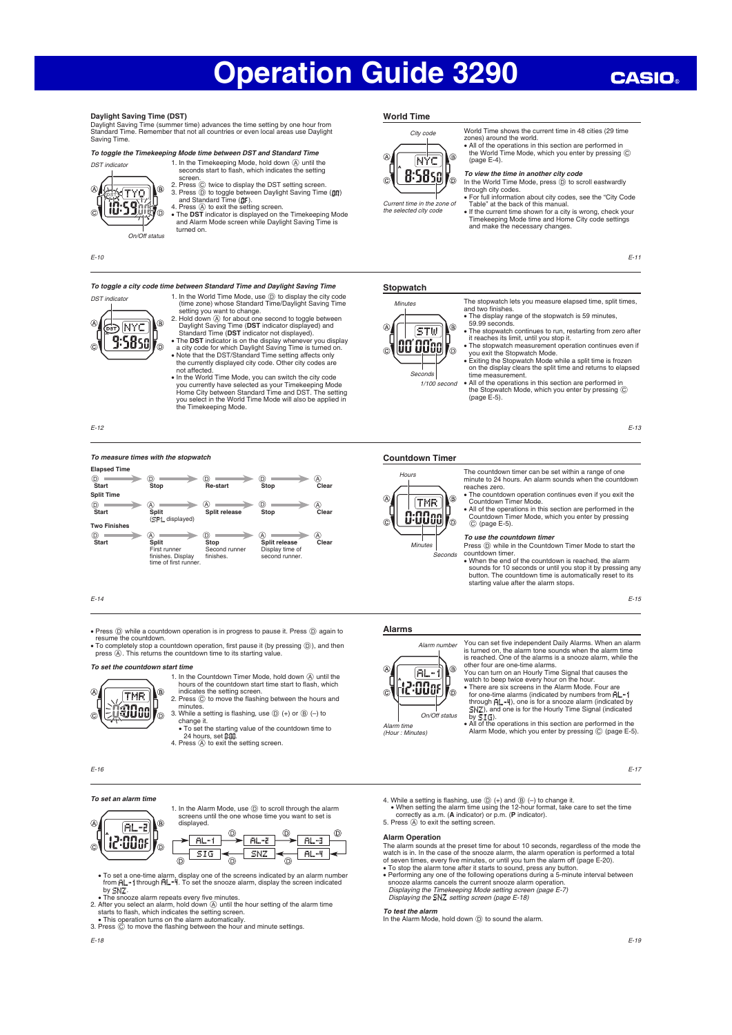# Operation Guide 3290

## Daylight Saving Time (DST)

Daylight Saving Time (summer time) advances the time setting by one hour from Standard Time. Remember that not all countries or even local areas use Daylight Saving Time.

### *To toggle the Timekeeping Mode time between DST and Standard Time*

DST indicator

On/Off status

1. In the Timekeeping Mode, hold down Ⓐ until the seconds start to flash, which indicates the setting screen.
2. Press Ⓒ twice to display the DST setting screen.
3. Press Ⓓ to toggle between Daylight Saving Time (On) and Standard Time (OF).
4. Press Ⓐ to exit the setting screen.

- The **DST** indicator is displayed on the Timekeeping Mode and Alarm Mode screen while Daylight Saving Time is turned on.

## World Time

City code

Current time in the zone of the selected city code

World Time shows the current time in 48 cities (29 time zones) around the world.

- All of the operations in this section are performed in the World Time Mode, which you enter by pressing Ⓒ (page E-4).

### *To view the time in another city code*

In the World Time Mode, press Ⓓ to scroll eastwardly through city codes.

- For full information about city codes, see the "City Code Table" at the back of this manual.
- If the current time shown for a city is wrong, check your Timekeeping Mode time and Home City code settings and make the necessary changes.

### *To toggle a city code time between Standard Time and Daylight Saving Time*

DST indicator

1. In the World Time Mode, use Ⓓ to display the city code (time zone) whose Standard Time/Daylight Saving Time setting you want to change.
2. Hold down Ⓐ for about one second to toggle between Daylight Saving Time (**DST** indicator displayed) and Standard Time (**DST** indicator not displayed).

- The **DST** indicator is on the display whenever you display a city code for which Daylight Saving Time is turned on.
- Note that the DST/Standard Time setting affects only the currently displayed city code. Other city codes are not affected.
- In the World Time Mode, you can switch the city code you currently have selected as your Timekeeping Mode Home City between Standard Time and DST. The setting you select in the World Time Mode will also be applied in the Timekeeping Mode.

## Stopwatch

Minutes

Seconds

1/100 second

The stopwatch lets you measure elapsed time, split times, and two finishes.

- The display range of the stopwatch is 59 minutes, 59.99 seconds.
- The stopwatch continues to run, restarting from zero after it reaches its limit, until you stop it.
- The stopwatch measurement operation continues even if you exit the Stopwatch Mode.
- Exiting the Stopwatch Mode while a split time is frozen on the display clears the split time and returns to elapsed time measurement.
- All of the operations in this section are performed in the Stopwatch Mode, which you enter by pressing Ⓒ (page E-5).

### *To measure times with the stopwatch*

**Elapsed Time**

| Ⓓ | Ⓓ | Ⓓ | Ⓓ | Ⓐ |
|---|---|---|---|---|
| Start | Stop | Re-start | Stop | Clear |

**Split Time**

| Ⓓ | Ⓐ | Ⓐ | Ⓓ | Ⓐ |
|---|---|---|---|---|
| Start | Split (SPL displayed) | Split release | Stop | Clear |

**Two Finishes**

| Ⓓ | Ⓐ | Ⓓ | Ⓐ | Ⓐ |
|---|---|---|---|---|
| Start | Split First runner finishes. Display time of first runner. | Stop Second runner finishes. | Split release Display time of second runner. | Clear |

## Countdown Timer

Hours

Minutes

Seconds

The countdown timer can be set within a range of one minute to 24 hours. An alarm sounds when the countdown reaches zero.

- The countdown operation continues even if you exit the Countdown Timer Mode.
- All of the operations in this section are performed in the Countdown Timer Mode, which you enter by pressing Ⓒ (page E-5).

### *To use the countdown timer*

Press Ⓓ while in the Countdown Timer Mode to start the countdown timer.

- When the end of the countdown is reached, the alarm sounds for 10 seconds or until you stop it by pressing any button. The countdown time is automatically reset to its starting value after the alarm stops.
- Press Ⓓ while a countdown operation is in progress to pause it. Press Ⓓ again to resume the countdown.
- To completely stop a countdown operation, first pause it (by pressing Ⓓ), and then press Ⓐ. This returns the countdown time to its starting value.

### *To set the countdown start time*

1. In the Countdown Timer Mode, hold down Ⓐ until the hours of the countdown start time start to flash, which indicates the setting screen.
2. Press Ⓒ to move the flashing between the hours and minutes.
3. While a setting is flashing, use Ⓓ (+) or Ⓑ (–) to change it.
   - To set the starting value of the countdown time to 24 hours, set 0:00.
4. Press Ⓐ to exit the setting screen.

## Alarms

Alarm number

On/Off status

Alarm time (Hour : Minutes)

You can set five independent Daily Alarms. When an alarm is turned on, the alarm tone sounds when the alarm time is reached. One of the alarms is a snooze alarm, while the other four are one-time alarms.

You can turn on an Hourly Time Signal that causes the watch to beep twice every hour on the hour.

- There are six screens in the Alarm Mode. Four are for one-time alarms (indicated by numbers from AL-1 through AL-4), one is for a snooze alarm (indicated by SNZ), and one is for the Hourly Time Signal (indicated by SIG).
- All of the operations in this section are performed in the Alarm Mode, which you enter by pressing Ⓒ (page E-5).

### *To set an alarm time*

1. In the Alarm Mode, use Ⓓ to scroll through the alarm screens until the one whose time you want to set is displayed.

AL-1 → AL-2 → AL-3 → AL-4 → SNZ → SIG → AL-1 (Ⓓ)

- To set a one-time alarm, display one of the screens indicated by an alarm number from AL-1 through AL-4. To set the snooze alarm, display the screen indicated by SNZ.
- The snooze alarm repeats every five minutes.

2. After you select an alarm, hold down Ⓐ until the hour setting of the alarm time starts to flash, which indicates the setting screen.
   - This operation turns on the alarm automatically.
3. Press Ⓒ to move the flashing between the hour and minute settings.
4. While a setting is flashing, use Ⓓ (+) and Ⓑ (–) to change it.
   - When setting the alarm time using the 12-hour format, take care to set the time correctly as a.m. (**A** indicator) or p.m. (**P** indicator).
5. Press Ⓐ to exit the setting screen.

### Alarm Operation

The alarm sounds at the preset time for about 10 seconds, regardless of the mode the watch is in. In the case of the snooze alarm, the alarm operation is performed a total of seven times, every five minutes, or until you turn the alarm off (page E-20).

- To stop the alarm tone after it starts to sound, press any button.
- Performing any one of the following operations during a 5-minute interval between snooze alarms cancels the current snooze alarm operation.
  *Displaying the Timekeeping Mode setting screen (page E-7)*
  *Displaying the SNZ setting screen (page E-18)*

### *To test the alarm*

In the Alarm Mode, hold down Ⓓ to sound the alarm.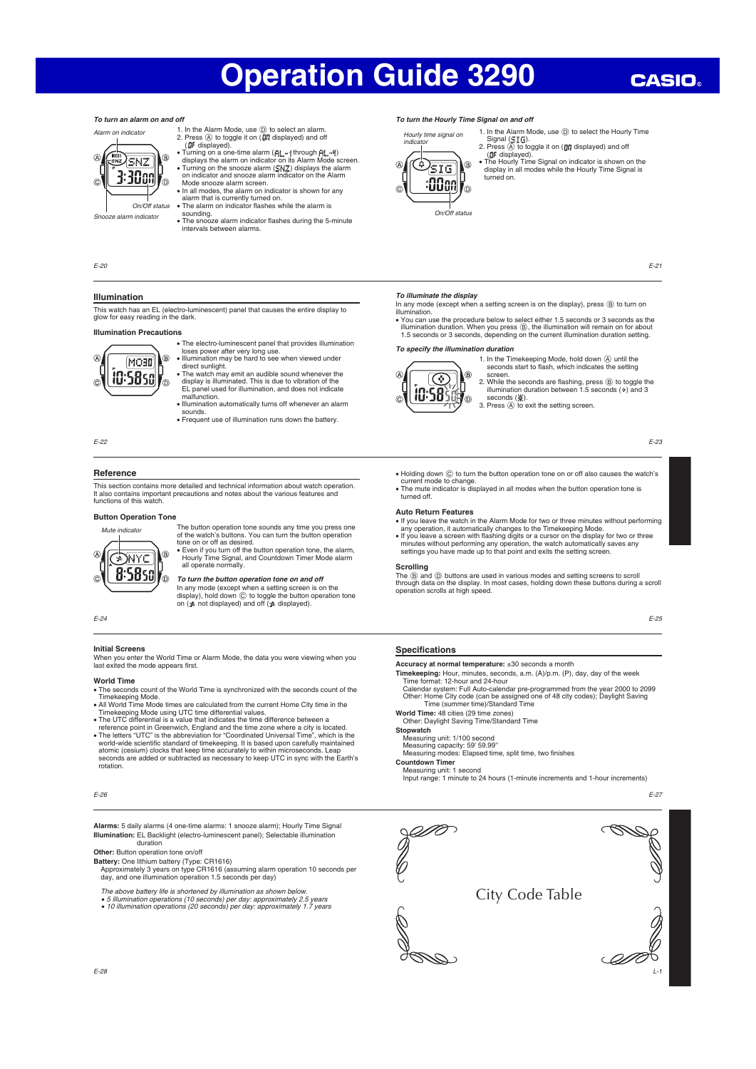# Operation Guide 3290

*To turn an alarm on and off*

Alarm on indicator

On/Off status

Snooze alarm indicator

1. In the Alarm Mode, use Ⓓ to select an alarm.
2. Press Ⓐ to toggle it on (ON displayed) and off (OF displayed).

- Turning on a one-time alarm (AL-1 through AL-4) displays the alarm on indicator on its Alarm Mode screen.
- Turning on the snooze alarm (SNZ) displays the alarm on indicator and snooze alarm indicator on the Alarm Mode snooze alarm screen.
- In all modes, the alarm on indicator is shown for any alarm that is currently turned on.
- The alarm on indicator flashes while the alarm is sounding.
- The snooze alarm indicator flashes during the 5-minute intervals between alarms.

*To turn the Hourly Time Signal on and off*

Hourly time signal on indicator

On/Off status

1. In the Alarm Mode, use Ⓓ to select the Hourly Time Signal (SIG).
2. Press Ⓐ to toggle it on (ON displayed) and off (OF displayed).

- The Hourly Time Signal on indicator is shown on the display in all modes while the Hourly Time Signal is turned on.

## Illumination

This watch has an EL (electro-luminescent) panel that causes the entire display to glow for easy reading in the dark.

### Illumination Precautions

- The electro-luminescent panel that provides illumination loses power after very long use.
- Illumination may be hard to see when viewed under direct sunlight.
- The watch may emit an audible sound whenever the display is illuminated. This is due to vibration of the EL panel used for illumination, and does not indicate malfunction.
- Illumination automatically turns off whenever an alarm sounds.
- Frequent use of illumination runs down the battery.

*To illuminate the display*

In any mode (except when a setting screen is on the display), press Ⓑ to turn on illumination.

- You can use the procedure below to select either 1.5 seconds or 3 seconds as the illumination duration. When you press Ⓑ, the illumination will remain on for about 1.5 seconds or 3 seconds, depending on the current illumination duration setting.

*To specify the illumination duration*

1. In the Timekeeping Mode, hold down Ⓐ until the seconds start to flash, which indicates the setting screen.
2. While the seconds are flashing, press Ⓑ to toggle the illumination duration between 1.5 seconds (✧) and 3 seconds (✲).
3. Press Ⓐ to exit the setting screen.

## Reference

This section contains more detailed and technical information about watch operation. It also contains important precautions and notes about the various features and functions of this watch.

### Button Operation Tone

Mute indicator

The button operation tone sounds any time you press one of the watch's buttons. You can turn the button operation tone on or off as desired.

- Even if you turn off the button operation tone, the alarm, Hourly Time Signal, and Countdown Timer Mode alarm all operate normally.

*To turn the button operation tone on and off*

In any mode (except when a setting screen is on the display), hold down Ⓒ to toggle the button operation tone on (mute indicator not displayed) and off (mute indicator displayed).

- Holding down Ⓒ to turn the button operation tone on or off also causes the watch's current mode to change.
- The mute indicator is displayed in all modes when the button operation tone is turned off.

### Auto Return Features

- If you leave the watch in the Alarm Mode for two or three minutes without performing any operation, it automatically changes to the Timekeeping Mode.
- If you leave a screen with flashing digits or a cursor on the display for two or three minutes without performing any operation, the watch automatically saves any settings you have made up to that point and exits the setting screen.

### Scrolling

The Ⓑ and Ⓓ buttons are used in various modes and setting screens to scroll through data on the display. In most cases, holding down these buttons during a scroll operation scrolls at high speed.

### Initial Screens

When you enter the World Time or Alarm Mode, the data you were viewing when you last exited the mode appears first.

### World Time

- The seconds count of the World Time is synchronized with the seconds count of the Timekeeping Mode.
- All World Time Mode times are calculated from the current Home City time in the Timekeeping Mode using UTC time differential values.
- The UTC differential is a value that indicates the time difference between a reference point in Greenwich, England and the time zone where a city is located.
- The letters "UTC" is the abbreviation for "Coordinated Universal Time", which is the world-wide scientific standard of timekeeping. It is based upon carefully maintained atomic (cesium) clocks that keep time accurately to within microseconds. Leap seconds are added or subtracted as necessary to keep UTC in sync with the Earth's rotation.

## Specifications

**Accuracy at normal temperature:** ±30 seconds a month

**Timekeeping:** Hour, minutes, seconds, a.m. (A)/p.m. (P), day, day of the week
Time format: 12-hour and 24-hour
Calendar system: Full Auto-calendar pre-programmed from the year 2000 to 2099
Other: Home City code (can be assigned one of 48 city codes); Daylight Saving Time (summer time)/Standard Time

**World Time:** 48 cities (29 time zones)
Other: Daylight Saving Time/Standard Time

**Stopwatch**
Measuring unit: 1/100 second
Measuring capacity: 59' 59.99"
Measuring modes: Elapsed time, split time, two finishes

**Countdown Timer**
Measuring unit: 1 second
Input range: 1 minute to 24 hours (1-minute increments and 1-hour increments)

**Alarms:** 5 daily alarms (4 one-time alarms: 1 snooze alarm); Hourly Time Signal

**Illumination:** EL Backlight (electro-luminescent panel); Selectable illumination duration

**Other:** Button operation tone on/off

**Battery:** One lithium battery (Type: CR1616)
Approximately 3 years on type CR1616 (assuming alarm operation 10 seconds per day, and one illumination operation 1.5 seconds per day)

*The above battery life is shortened by illumination as shown below.*
- *5 illumination operations (10 seconds) per day: approximately 2.5 years*
- *10 illumination operations (20 seconds) per day: approximately 1.7 years*

# City Code Table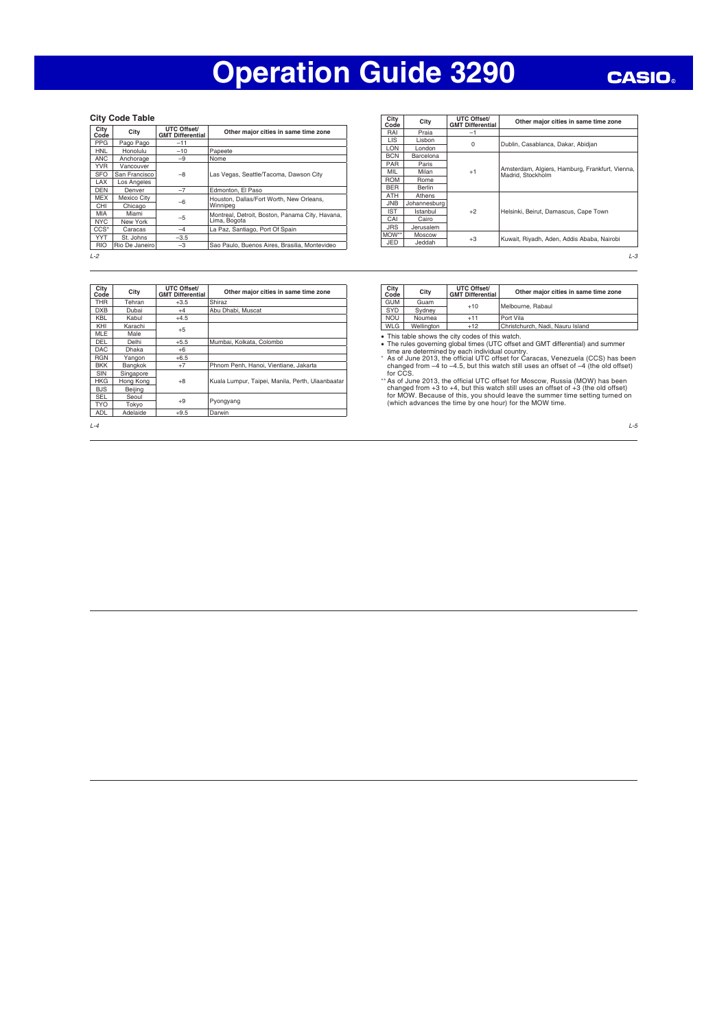# Operation Guide 3290

### City Code Table

| City Code | City | UTC Offset/ GMT Differential | Other major cities in same time zone |
|---|---|---|---|
| PPG | Pago Pago | –11 | |
| HNL | Honolulu | –10 | Papeete |
| ANC | Anchorage | –9 | Nome |
| YVR | Vancouver | –8 | Las Vegas, Seattle/Tacoma, Dawson City |
| SFO | San Francisco | | |
| LAX | Los Angeles | | |
| DEN | Denver | –7 | Edmonton, El Paso |
| MEX | Mexico City | –6 | Houston, Dallas/Fort Worth, New Orleans, Winnipeg |
| CHI | Chicago | | |
| MIA | Miami | –5 | Montreal, Detroit, Boston, Panama City, Havana, Lima, Bogota |
| NYC | New York | | |
| CCS* | Caracas | –4 | La Paz, Santiago, Port Of Spain |
| YYT | St. Johns | –3.5 | |
| RIO | Rio De Janeiro | –3 | Sao Paulo, Buenos Aires, Brasilia, Montevideo |
| RAI | Praia | –1 | |
| LIS | Lisbon | 0 | Dublin, Casablanca, Dakar, Abidjan |
| LON | London | | |
| BCN | Barcelona | +1 | Amsterdam, Algiers, Hamburg, Frankfurt, Vienna, Madrid, Stockholm |
| PAR | Paris | | |
| MIL | Milan | | |
| ROM | Rome | | |
| BER | Berlin | | |
| ATH | Athens | +2 | Helsinki, Beirut, Damascus, Cape Town |
| JNB | Johannesburg | | |
| IST | Istanbul | | |
| CAI | Cairo | | |
| JRS | Jerusalem | | |
| MOW** | Moscow | +3 | Kuwait, Riyadh, Aden, Addis Ababa, Nairobi |
| JED | Jeddah | | |
| THR | Tehran | +3.5 | Shiraz |
| DXB | Dubai | +4 | Abu Dhabi, Muscat |
| KBL | Kabul | +4.5 | |
| KHI | Karachi | +5 | |
| MLE | Male | | |
| DEL | Delhi | +5.5 | Mumbai, Kolkata, Colombo |
| DAC | Dhaka | +6 | |
| RGN | Yangon | +6.5 | |
| BKK | Bangkok | +7 | Phnom Penh, Hanoi, Vientiane, Jakarta |
| SIN | Singapore | +8 | Kuala Lumpur, Taipei, Manila, Perth, Ulaanbaatar |
| HKG | Hong Kong | | |
| BJS | Beijing | | |
| SEL | Seoul | +9 | Pyongyang |
| TYO | Tokyo | | |
| ADL | Adelaide | +9.5 | Darwin |
| GUM | Guam | +10 | Melbourne, Rabaul |
| SYD | Sydney | | |
| NOU | Noumea | +11 | Port Vila |
| WLG | Wellington | +12 | Christchurch, Nadi, Nauru Island |

- This table shows the city codes of this watch.
- The rules governing global times (UTC offset and GMT differential) and summer time are determined by each individual country.

\* As of June 2013, the official UTC offset for Caracas, Venezuela (CCS) has been changed from –4 to –4.5, but this watch still uses an offset of –4 (the old offset) for CCS.

\*\* As of June 2013, the official UTC offset for Moscow, Russia (MOW) has been changed from +3 to +4, but this watch still uses an offset of +3 (the old offset) for MOW. Because of this, you should leave the summer time setting turned on (which advances the time by one hour) for the MOW time.